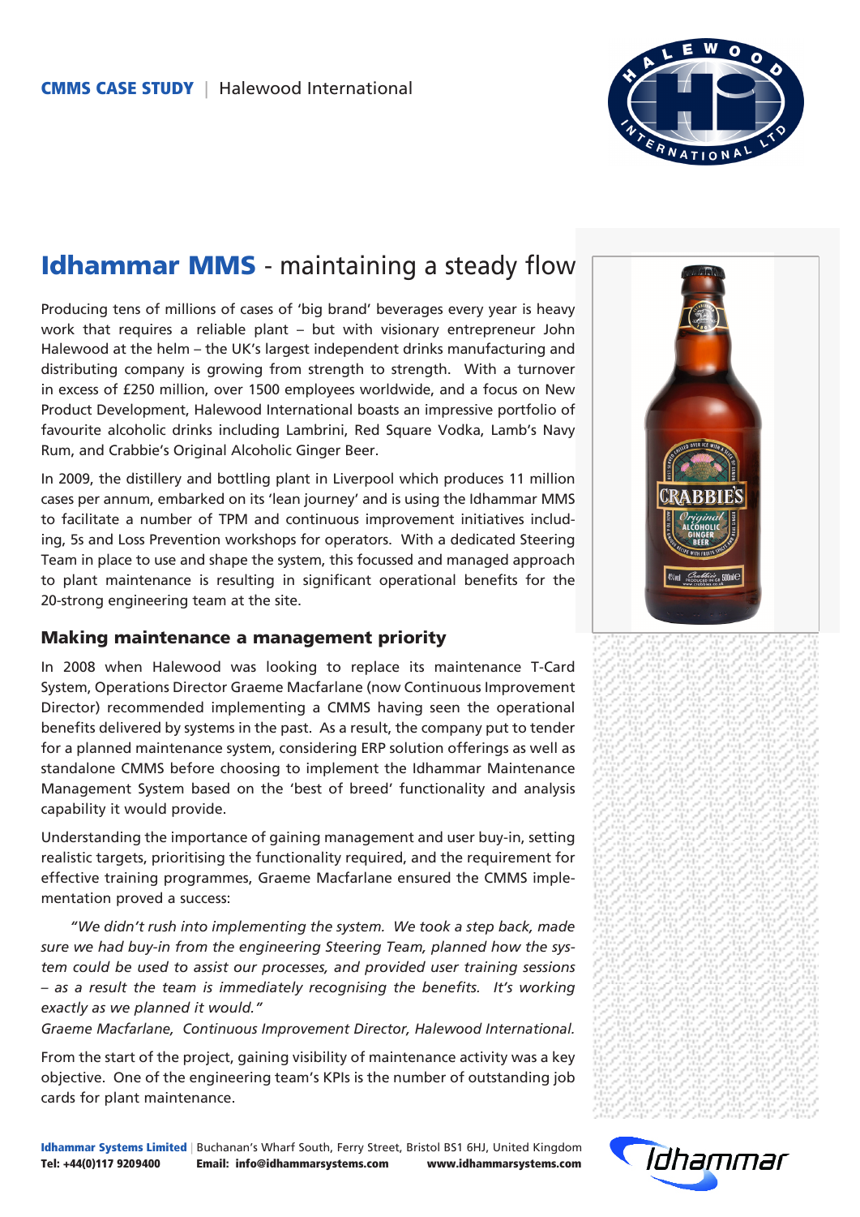**CMMS CASE STUDY** | Halewood International

# Idhammar MMS - maintaining a steady flow

Producing tens of millions of cases of 'big brand' beverages every year is heavy work that requires a reliable plant – but with visionary entrepreneur John Halewood at the helm – the UK's largest independent drinks manufacturing and distributing company is growing from strength to strength. With a turnover in excess of £250 million, over 1500 employees worldwide, and a focus on New Product Development, Halewood International boasts an impressive portfolio of favourite alcoholic drinks including Lambrini, Red Square Vodka, Lamb's Navy Rum, and Crabbie's Original Alcoholic Ginger Beer.

In 2009, the distillery and bottling plant in Liverpool which produces 11 million cases per annum, embarked on its 'lean journey' and is using the Idhammar MMS to facilitate a number of TPM and continuous improvement initiatives including, 5s and Loss Prevention workshops for operators. With a dedicated Steering Team in place to use and shape the system, this focussed and managed approach to plant maintenance is resulting in significant operational benefits for the 20-strong engineering team at the site.

## Making maintenance a management priority

In 2008 when Halewood was looking to replace its maintenance T-Card System, Operations Director Graeme Macfarlane (now Continuous Improvement Director) recommended implementing a CMMS having seen the operational benefits delivered by systems in the past. As a result, the company put to tender for a planned maintenance system, considering ERP solution offerings as well as standalone CMMS before choosing to implement the Idhammar Maintenance Management System based on the 'best of breed' functionality and analysis capability it would provide.

Understanding the importance of gaining management and user buy-in, setting realistic targets, prioritising the functionality required, and the requirement for effective training programmes, Graeme Macfarlane ensured the CMMS implementation proved a success:

*"We didn't rush into implementing the system. We took a step back, made sure we had buy-in from the engineering Steering Team, planned how the system could be used to assist our processes, and provided user training sessions – as a result the team is immediately recognising the benefits. It's working exactly as we planned it would."*
*Graeme Macfarlane, Continuous Improvement Director, Halewood International.*

From the start of the project, gaining visibility of maintenance activity was a key objective. One of the engineering team's KPIs is the number of outstanding job cards for plant maintenance.

**Idhammar Systems Limited** | Buchanan's Wharf South, Ferry Street, Bristol BS1 6HJ, United Kingdom
**Tel: +44(0)117 9209400** **Email: info@idhammarsystems.com** **www.idhammarsystems.com**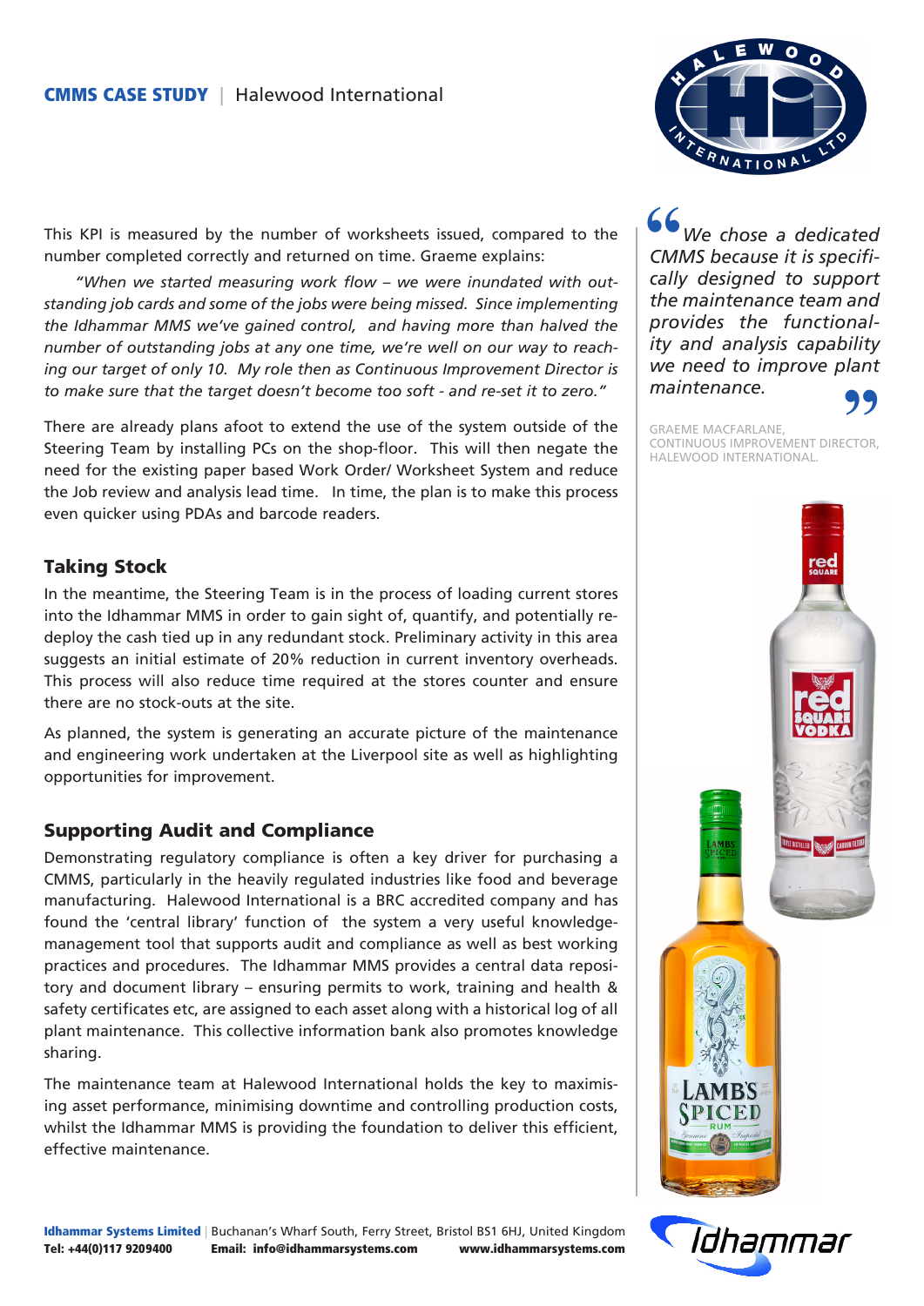This KPI is measured by the number of worksheets issued, compared to the number completed correctly and returned on time. Graeme explains:

*"When we started measuring work flow – we were inundated with outstanding job cards and some of the jobs were being missed. Since implementing the Idhammar MMS we've gained control, and having more than halved the number of outstanding jobs at any one time, we're well on our way to reaching our target of only 10. My role then as Continuous Improvement Director is to make sure that the target doesn't become too soft - and re-set it to zero."*

There are already plans afoot to extend the use of the system outside of the Steering Team by installing PCs on the shop-floor. This will then negate the need for the existing paper based Work Order/ Worksheet System and reduce the Job review and analysis lead time. In time, the plan is to make this process even quicker using PDAs and barcode readers.

## Taking Stock

In the meantime, the Steering Team is in the process of loading current stores into the Idhammar MMS in order to gain sight of, quantify, and potentially re-deploy the cash tied up in any redundant stock. Preliminary activity in this area suggests an initial estimate of 20% reduction in current inventory overheads. This process will also reduce time required at the stores counter and ensure there are no stock-outs at the site.

As planned, the system is generating an accurate picture of the maintenance and engineering work undertaken at the Liverpool site as well as highlighting opportunities for improvement.

## Supporting Audit and Compliance

Demonstrating regulatory compliance is often a key driver for purchasing a CMMS, particularly in the heavily regulated industries like food and beverage manufacturing. Halewood International is a BRC accredited company and has found the 'central library' function of the system a very useful knowledge-management tool that supports audit and compliance as well as best working practices and procedures. The Idhammar MMS provides a central data repository and document library – ensuring permits to work, training and health & safety certificates etc, are assigned to each asset along with a historical log of all plant maintenance. This collective information bank also promotes knowledge sharing.

The maintenance team at Halewood International holds the key to maximising asset performance, minimising downtime and controlling production costs, whilst the Idhammar MMS is providing the foundation to deliver this efficient, effective maintenance.

> *"We chose a dedicated CMMS because it is specifically designed to support the maintenance team and provides the functionality and analysis capability we need to improve plant maintenance."*
>
> GRAEME MACFARLANE, CONTINUOUS IMPROVEMENT DIRECTOR, HALEWOOD INTERNATIONAL.

**Idhammar Systems Limited** | Buchanan's Wharf South, Ferry Street, Bristol BS1 6HJ, United Kingdom
**Tel: +44(0)117 9209400** **Email: info@idhammarsystems.com** **www.idhammarsystems.com**